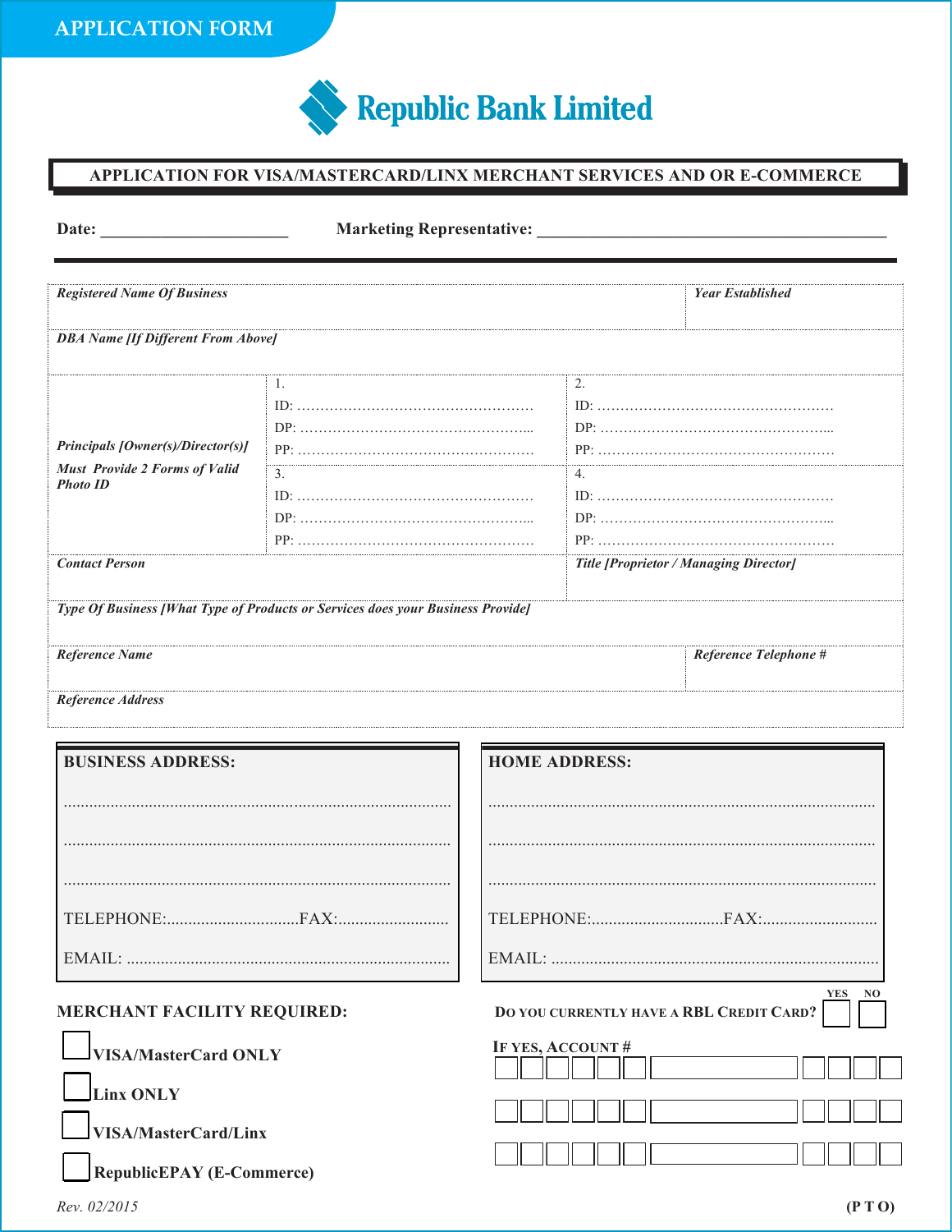# APPLICATION FORM

## Republic Bank Limited

### APPLICATION FOR VISA/MASTERCARD/LINX MERCHANT SERVICES AND OR E-COMMERCE

**Date:** ______________________ **Marketing Representative:** __________________________________________

| *Registered Name Of Business* | | *Year Established* |
|---|---|---|
| *DBA Name [If Different From Above]* | | |
| *Principals [Owner(s)/Director(s)] Must Provide 2 Forms of Valid Photo ID* | 1. ID: …… DP: …… PP: …… | 2. ID: …… DP: …… PP: …… |
| | 3. ID: …… DP: …… PP: …… | 4. ID: …… DP: …… PP: …… |
| *Contact Person* | | *Title [Proprietor / Managing Director]* |
| *Type Of Business [What Type of Products or Services does your Business Provide]* | | |
| *Reference Name* | | *Reference Telephone #* |
| *Reference Address* | | |

**BUSINESS ADDRESS:**

........................................................................................

........................................................................................

........................................................................................

TELEPHONE:...............................FAX:..........................

EMAIL: ..........................................................................

**HOME ADDRESS:**

........................................................................................

........................................................................................

........................................................................................

TELEPHONE:...............................FAX:..........................

EMAIL: ..........................................................................

**MERCHANT FACILITY REQUIRED:**

- ☐ VISA/MasterCard ONLY
- ☐ Linx ONLY
- ☐ VISA/MasterCard/Linx
- ☐ RepublicEPAY (E-Commerce)

**DO YOU CURRENTLY HAVE A RBL CREDIT CARD?** YES ☐ NO ☐

**IF YES, ACCOUNT #**

☐☐☐☐☐☐ ☐ ☐☐☐☐

☐☐☐☐☐☐ ☐ ☐☐☐☐

☐☐☐☐☐☐ ☐ ☐☐☐☐

*Rev. 02/2015*

**(P T O)**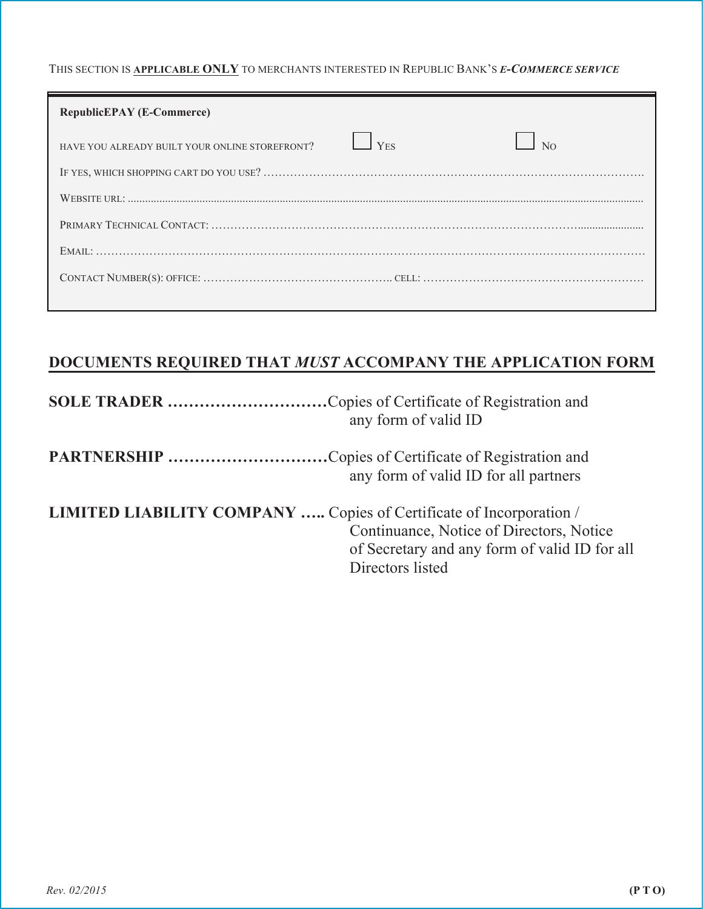THIS SECTION IS **APPLICABLE ONLY** TO MERCHANTS INTERESTED IN REPUBLIC BANK'S ***E-COMMERCE SERVICE***

**RepublicEPAY (E-Commerce)**

HAVE YOU ALREADY BUILT YOUR ONLINE STOREFRONT? ☐ YES ☐ NO

IF YES, WHICH SHOPPING CART DO YOU USE? ……………………………………………………………………………………….

WEBSITE URL: ……………………………………………………………………………………………………………………

PRIMARY TECHNICAL CONTACT: ……………………………………………………………………………………………

EMAIL: ……………………………………………………………………………………………………………………………

CONTACT NUMBER(S): OFFICE: ………………………………………….. CELL: ………………………………………………….

## DOCUMENTS REQUIRED THAT *MUST* ACCOMPANY THE APPLICATION FORM

**SOLE TRADER …………………………** Copies of Certificate of Registration and any form of valid ID

**PARTNERSHIP …………………………** Copies of Certificate of Registration and any form of valid ID for all partners

**LIMITED LIABILITY COMPANY …..** Copies of Certificate of Incorporation / Continuance, Notice of Directors, Notice of Secretary and any form of valid ID for all Directors listed

*Rev. 02/2015* **(P T O)**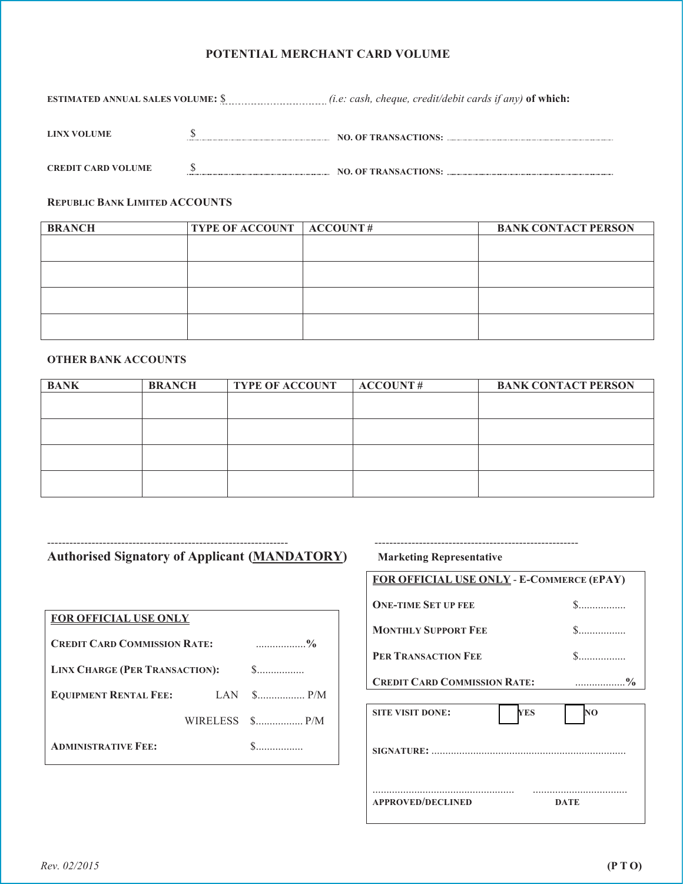# POTENTIAL MERCHANT CARD VOLUME

**ESTIMATED ANNUAL SALES VOLUME:** $.................................. *(i.e: cash, cheque, credit/debit cards if any)* **of which:**

**LINX VOLUME** $.................................................. **NO. OF TRANSACTIONS:** ..................................................

**CREDIT CARD VOLUME** $.................................................. **NO. OF TRANSACTIONS:** ..................................................

**REPUBLIC BANK LIMITED ACCOUNTS**

| BRANCH | TYPE OF ACCOUNT | ACCOUNT # | BANK CONTACT PERSON |
|---|---|---|---|
| | | | |
| | | | |
| | | | |
| | | | |

**OTHER BANK ACCOUNTS**

| BANK | BRANCH | TYPE OF ACCOUNT | ACCOUNT # | BANK CONTACT PERSON |
|---|---|---|---|---|
| | | | | |
| | | | | |
| | | | | |
| | | | | |

----------------------------------------------------------------
**Authorised Signatory of Applicant (<u>MANDATORY</u>)**

-------------------------------------------------------
**Marketing Representative**

**<u>FOR OFFICIAL USE ONLY</u>**

**CREDIT CARD COMMISSION RATE:** ..................%

**LINX CHARGE (PER TRANSACTION):** $.................

**EQUIPMENT RENTAL FEE:** LAN $................. P/M

WIRELESS $................. P/M

**ADMINISTRATIVE FEE:** $.................

**<u>FOR OFFICIAL USE ONLY</u> - E-COMMERCE (EPAY)**

**ONE-TIME SET UP FEE** $.................

**MONTHLY SUPPORT FEE** $.................

**PER TRANSACTION FEE** $.................

**CREDIT CARD COMMISSION RATE:** ..................%

**SITE VISIT DONE:** ☐ **YES** ☐ **NO**

**SIGNATURE:** .....................................................................

................................................... .................................
**APPROVED/DECLINED** **DATE**

*Rev. 02/2015*

**(P T O)**